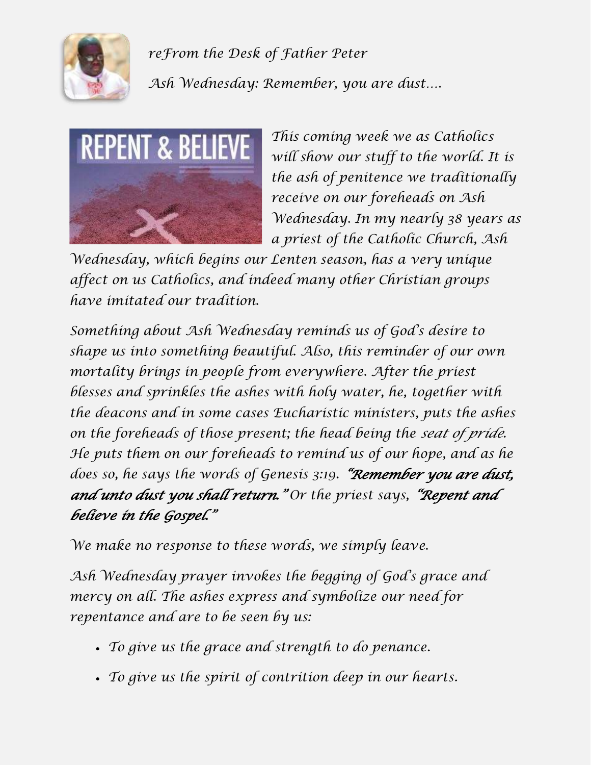*reFrom the Desk of Father Peter*

*Ash Wednesday: Remember, you are dust….*

REPENT & BELIEVE

*This coming week we as Catholics will show our stuff to the world. It is the ash of penitence we traditionally receive on our foreheads on Ash Wednesday. In my nearly 38 years as a priest of the Catholic Church, Ash Wednesday, which begins our Lenten season, has a very unique affect on us Catholics, and indeed many other Christian groups have imitated our tradition.*

*Something about Ash Wednesday reminds us of God's desire to shape us into something beautiful. Also, this reminder of our own mortality brings in people from everywhere. After the priest blesses and sprinkles the ashes with holy water, he, together with the deacons and in some cases Eucharistic ministers, puts the ashes on the foreheads of those present; the head being the seat of pride. He puts them on our foreheads to remind us of our hope, and as he does so, he says the words of Genesis 3:19.* ***"Remember you are dust, and unto dust you shall return."*** *Or the priest says,* ***"Repent and believe in the Gospel."***

*We make no response to these words, we simply leave.*

*Ash Wednesday prayer invokes the begging of God's grace and mercy on all. The ashes express and symbolize our need for repentance and are to be seen by us:*

- *To give us the grace and strength to do penance.*
- *To give us the spirit of contrition deep in our hearts.*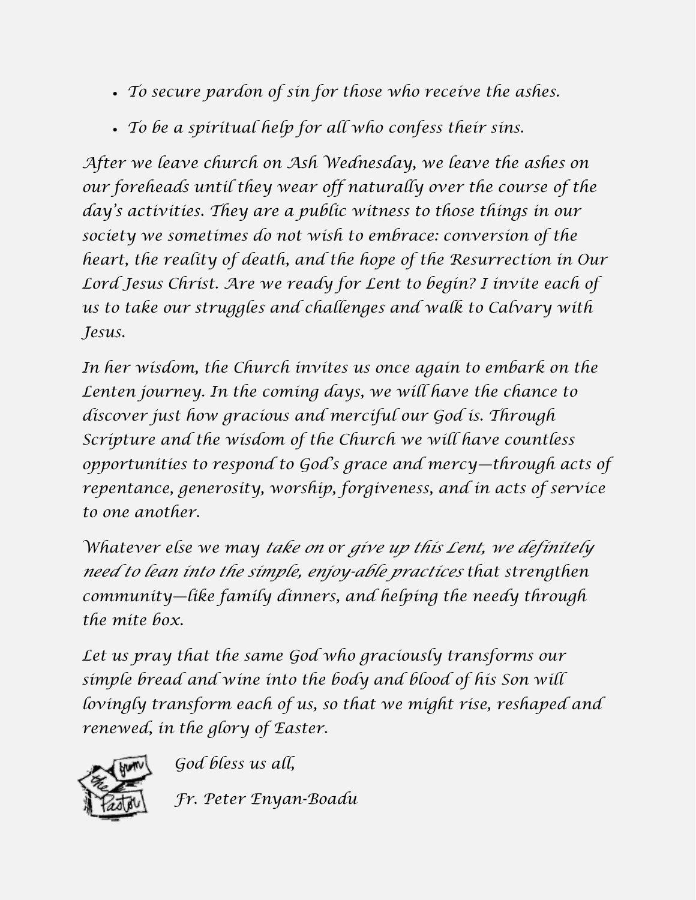- *To secure pardon of sin for those who receive the ashes.*
- *To be a spiritual help for all who confess their sins.*

*After we leave church on Ash Wednesday, we leave the ashes on our foreheads until they wear off naturally over the course of the day's activities. They are a public witness to those things in our society we sometimes do not wish to embrace: conversion of the heart, the reality of death, and the hope of the Resurrection in Our Lord Jesus Christ. Are we ready for Lent to begin? I invite each of us to take our struggles and challenges and walk to Calvary with Jesus.*

*In her wisdom, the Church invites us once again to embark on the Lenten journey. In the coming days, we will have the chance to discover just how gracious and merciful our God is. Through Scripture and the wisdom of the Church we will have countless opportunities to respond to God's grace and mercy—through acts of repentance, generosity, worship, forgiveness, and in acts of service to one another.*

*Whatever else we may take on or give up this Lent, we definitely need to lean into the simple, enjoy-able practices that strengthen community—like family dinners, and helping the needy through the mite box.*

*Let us pray that the same God who graciously transforms our simple bread and wine into the body and blood of his Son will lovingly transform each of us, so that we might rise, reshaped and renewed, in the glory of Easter.*

*God bless us all,*

*Fr. Peter Enyan-Boadu*